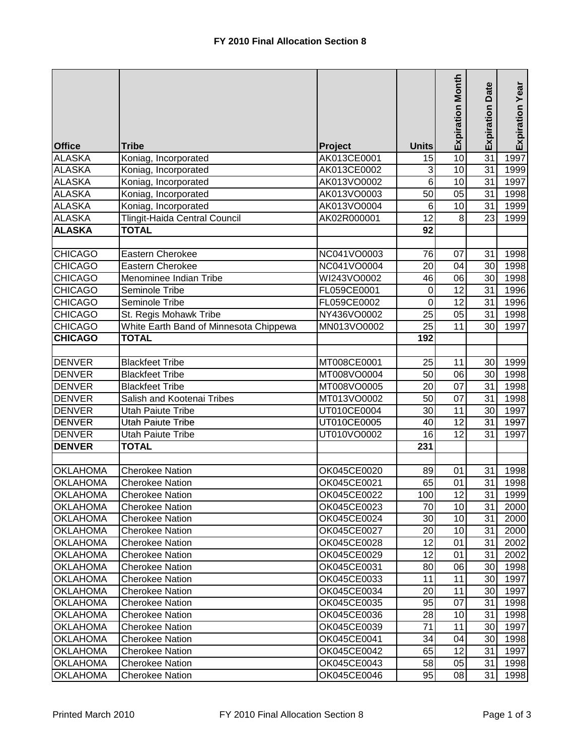# FY 2010 Final Allocation Section 8

| Office | Tribe | Project | Units | Expiration Month | Expiration Date | Expiration Year |
|---|---|---|---|---|---|---|
| ALASKA | Koniag, Incorporated | AK013CE0001 | 15 | 10 | 31 | 1997 |
| ALASKA | Koniag, Incorporated | AK013CE0002 | 3 | 10 | 31 | 1999 |
| ALASKA | Koniag, Incorporated | AK013VO0002 | 6 | 10 | 31 | 1997 |
| ALASKA | Koniag, Incorporated | AK013VO0003 | 50 | 05 | 31 | 1998 |
| ALASKA | Koniag, Incorporated | AK013VO0004 | 6 | 10 | 31 | 1999 |
| ALASKA | Tlingit-Haida Central Council | AK02R000001 | 12 | 8 | 23 | 1999 |
| **ALASKA** | **TOTAL** | | **92** | | | |
| | | | | | | |
| CHICAGO | Eastern Cherokee | NC041VO0003 | 76 | 07 | 31 | 1998 |
| CHICAGO | Eastern Cherokee | NC041VO0004 | 20 | 04 | 30 | 1998 |
| CHICAGO | Menominee Indian Tribe | WI243VO0002 | 46 | 06 | 30 | 1998 |
| CHICAGO | Seminole Tribe | FL059CE0001 | 0 | 12 | 31 | 1996 |
| CHICAGO | Seminole Tribe | FL059CE0002 | 0 | 12 | 31 | 1996 |
| CHICAGO | St. Regis Mohawk Tribe | NY436VO0002 | 25 | 05 | 31 | 1998 |
| CHICAGO | White Earth Band of Minnesota Chippewa | MN013VO0002 | 25 | 11 | 30 | 1997 |
| **CHICAGO** | **TOTAL** | | **192** | | | |
| | | | | | | |
| DENVER | Blackfeet Tribe | MT008CE0001 | 25 | 11 | 30 | 1999 |
| DENVER | Blackfeet Tribe | MT008VO0004 | 50 | 06 | 30 | 1998 |
| DENVER | Blackfeet Tribe | MT008VO0005 | 20 | 07 | 31 | 1998 |
| DENVER | Salish and Kootenai Tribes | MT013VO0002 | 50 | 07 | 31 | 1998 |
| DENVER | Utah Paiute Tribe | UT010CE0004 | 30 | 11 | 30 | 1997 |
| DENVER | Utah Paiute Tribe | UT010CE0005 | 40 | 12 | 31 | 1997 |
| DENVER | Utah Paiute Tribe | UT010VO0002 | 16 | 12 | 31 | 1997 |
| **DENVER** | **TOTAL** | | **231** | | | |
| | | | | | | |
| OKLAHOMA | Cherokee Nation | OK045CE0020 | 89 | 01 | 31 | 1998 |
| OKLAHOMA | Cherokee Nation | OK045CE0021 | 65 | 01 | 31 | 1998 |
| OKLAHOMA | Cherokee Nation | OK045CE0022 | 100 | 12 | 31 | 1999 |
| OKLAHOMA | Cherokee Nation | OK045CE0023 | 70 | 10 | 31 | 2000 |
| OKLAHOMA | Cherokee Nation | OK045CE0024 | 30 | 10 | 31 | 2000 |
| OKLAHOMA | Cherokee Nation | OK045CE0027 | 20 | 10 | 31 | 2000 |
| OKLAHOMA | Cherokee Nation | OK045CE0028 | 12 | 01 | 31 | 2002 |
| OKLAHOMA | Cherokee Nation | OK045CE0029 | 12 | 01 | 31 | 2002 |
| OKLAHOMA | Cherokee Nation | OK045CE0031 | 80 | 06 | 30 | 1998 |
| OKLAHOMA | Cherokee Nation | OK045CE0033 | 11 | 11 | 30 | 1997 |
| OKLAHOMA | Cherokee Nation | OK045CE0034 | 20 | 11 | 30 | 1997 |
| OKLAHOMA | Cherokee Nation | OK045CE0035 | 95 | 07 | 31 | 1998 |
| OKLAHOMA | Cherokee Nation | OK045CE0036 | 28 | 10 | 31 | 1998 |
| OKLAHOMA | Cherokee Nation | OK045CE0039 | 71 | 11 | 30 | 1997 |
| OKLAHOMA | Cherokee Nation | OK045CE0041 | 34 | 04 | 30 | 1998 |
| OKLAHOMA | Cherokee Nation | OK045CE0042 | 65 | 12 | 31 | 1997 |
| OKLAHOMA | Cherokee Nation | OK045CE0043 | 58 | 05 | 31 | 1998 |
| OKLAHOMA | Cherokee Nation | OK045CE0046 | 95 | 08 | 31 | 1998 |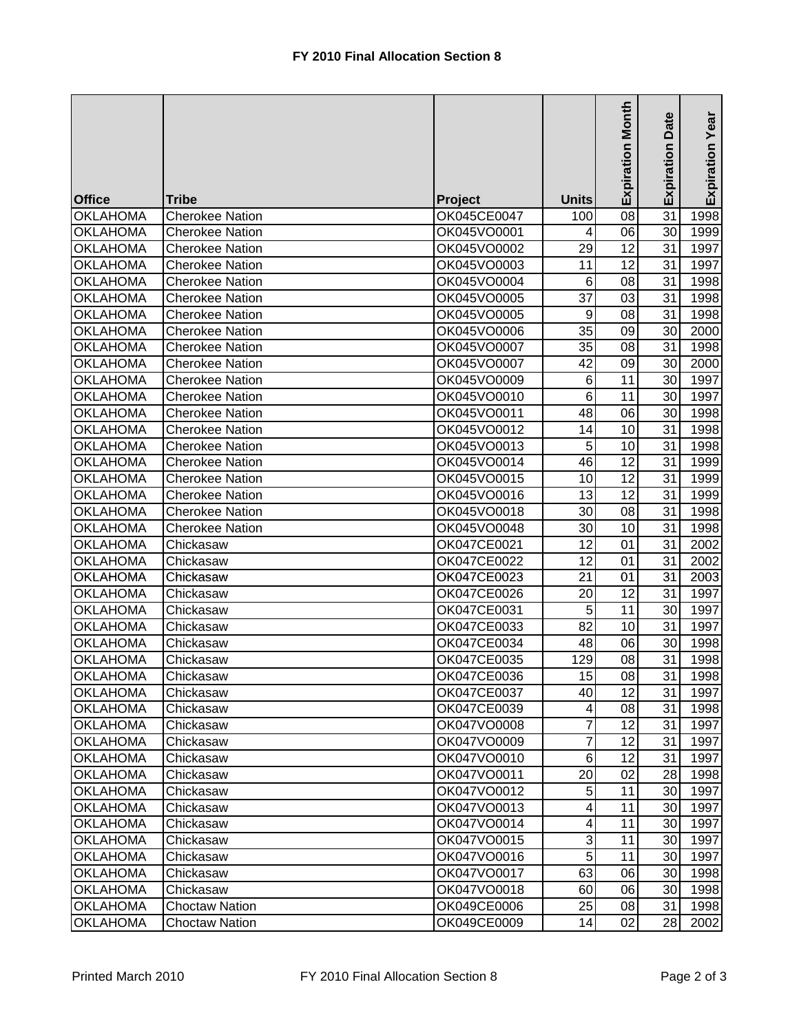# FY 2010 Final Allocation Section 8

| Office | Tribe | Project | Units | Expiration Month | Expiration Date | Expiration Year |
|---|---|---|---|---|---|---|
| OKLAHOMA | Cherokee Nation | OK045CE0047 | 100 | 08 | 31 | 1998 |
| OKLAHOMA | Cherokee Nation | OK045VO0001 | 4 | 06 | 30 | 1999 |
| OKLAHOMA | Cherokee Nation | OK045VO0002 | 29 | 12 | 31 | 1997 |
| OKLAHOMA | Cherokee Nation | OK045VO0003 | 11 | 12 | 31 | 1997 |
| OKLAHOMA | Cherokee Nation | OK045VO0004 | 6 | 08 | 31 | 1998 |
| OKLAHOMA | Cherokee Nation | OK045VO0005 | 37 | 03 | 31 | 1998 |
| OKLAHOMA | Cherokee Nation | OK045VO0005 | 9 | 08 | 31 | 1998 |
| OKLAHOMA | Cherokee Nation | OK045VO0006 | 35 | 09 | 30 | 2000 |
| OKLAHOMA | Cherokee Nation | OK045VO0007 | 35 | 08 | 31 | 1998 |
| OKLAHOMA | Cherokee Nation | OK045VO0007 | 42 | 09 | 30 | 2000 |
| OKLAHOMA | Cherokee Nation | OK045VO0009 | 6 | 11 | 30 | 1997 |
| OKLAHOMA | Cherokee Nation | OK045VO0010 | 6 | 11 | 30 | 1997 |
| OKLAHOMA | Cherokee Nation | OK045VO0011 | 48 | 06 | 30 | 1998 |
| OKLAHOMA | Cherokee Nation | OK045VO0012 | 14 | 10 | 31 | 1998 |
| OKLAHOMA | Cherokee Nation | OK045VO0013 | 5 | 10 | 31 | 1998 |
| OKLAHOMA | Cherokee Nation | OK045VO0014 | 46 | 12 | 31 | 1999 |
| OKLAHOMA | Cherokee Nation | OK045VO0015 | 10 | 12 | 31 | 1999 |
| OKLAHOMA | Cherokee Nation | OK045VO0016 | 13 | 12 | 31 | 1999 |
| OKLAHOMA | Cherokee Nation | OK045VO0018 | 30 | 08 | 31 | 1998 |
| OKLAHOMA | Cherokee Nation | OK045VO0048 | 30 | 10 | 31 | 1998 |
| OKLAHOMA | Chickasaw | OK047CE0021 | 12 | 01 | 31 | 2002 |
| OKLAHOMA | Chickasaw | OK047CE0022 | 12 | 01 | 31 | 2002 |
| OKLAHOMA | Chickasaw | OK047CE0023 | 21 | 01 | 31 | 2003 |
| OKLAHOMA | Chickasaw | OK047CE0026 | 20 | 12 | 31 | 1997 |
| OKLAHOMA | Chickasaw | OK047CE0031 | 5 | 11 | 30 | 1997 |
| OKLAHOMA | Chickasaw | OK047CE0033 | 82 | 10 | 31 | 1997 |
| OKLAHOMA | Chickasaw | OK047CE0034 | 48 | 06 | 30 | 1998 |
| OKLAHOMA | Chickasaw | OK047CE0035 | 129 | 08 | 31 | 1998 |
| OKLAHOMA | Chickasaw | OK047CE0036 | 15 | 08 | 31 | 1998 |
| OKLAHOMA | Chickasaw | OK047CE0037 | 40 | 12 | 31 | 1997 |
| OKLAHOMA | Chickasaw | OK047CE0039 | 4 | 08 | 31 | 1998 |
| OKLAHOMA | Chickasaw | OK047VO0008 | 7 | 12 | 31 | 1997 |
| OKLAHOMA | Chickasaw | OK047VO0009 | 7 | 12 | 31 | 1997 |
| OKLAHOMA | Chickasaw | OK047VO0010 | 6 | 12 | 31 | 1997 |
| OKLAHOMA | Chickasaw | OK047VO0011 | 20 | 02 | 28 | 1998 |
| OKLAHOMA | Chickasaw | OK047VO0012 | 5 | 11 | 30 | 1997 |
| OKLAHOMA | Chickasaw | OK047VO0013 | 4 | 11 | 30 | 1997 |
| OKLAHOMA | Chickasaw | OK047VO0014 | 4 | 11 | 30 | 1997 |
| OKLAHOMA | Chickasaw | OK047VO0015 | 3 | 11 | 30 | 1997 |
| OKLAHOMA | Chickasaw | OK047VO0016 | 5 | 11 | 30 | 1997 |
| OKLAHOMA | Chickasaw | OK047VO0017 | 63 | 06 | 30 | 1998 |
| OKLAHOMA | Chickasaw | OK047VO0018 | 60 | 06 | 30 | 1998 |
| OKLAHOMA | Choctaw Nation | OK049CE0006 | 25 | 08 | 31 | 1998 |
| OKLAHOMA | Choctaw Nation | OK049CE0009 | 14 | 02 | 28 | 2002 |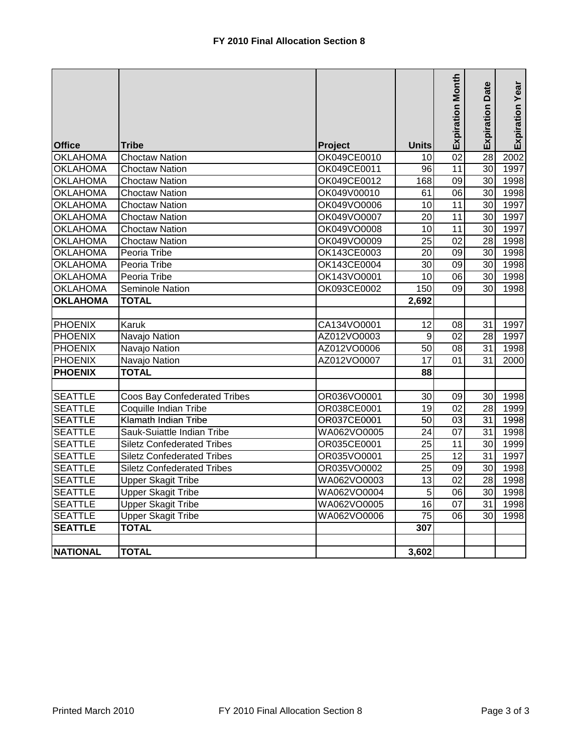### FY 2010 Final Allocation Section 8

| Office | Tribe | Project | Units | Expiration Month | Expiration Date | Expiration Year |
|---|---|---|---|---|---|---|
| OKLAHOMA | Choctaw Nation | OK049CE0010 | 10 | 02 | 28 | 2002 |
| OKLAHOMA | Choctaw Nation | OK049CE0011 | 96 | 11 | 30 | 1997 |
| OKLAHOMA | Choctaw Nation | OK049CE0012 | 168 | 09 | 30 | 1998 |
| OKLAHOMA | Choctaw Nation | OK049V00010 | 61 | 06 | 30 | 1998 |
| OKLAHOMA | Choctaw Nation | OK049VO0006 | 10 | 11 | 30 | 1997 |
| OKLAHOMA | Choctaw Nation | OK049VO0007 | 20 | 11 | 30 | 1997 |
| OKLAHOMA | Choctaw Nation | OK049VO0008 | 10 | 11 | 30 | 1997 |
| OKLAHOMA | Choctaw Nation | OK049VO0009 | 25 | 02 | 28 | 1998 |
| OKLAHOMA | Peoria Tribe | OK143CE0003 | 20 | 09 | 30 | 1998 |
| OKLAHOMA | Peoria Tribe | OK143CE0004 | 30 | 09 | 30 | 1998 |
| OKLAHOMA | Peoria Tribe | OK143VO0001 | 10 | 06 | 30 | 1998 |
| OKLAHOMA | Seminole Nation | OK093CE0002 | 150 | 09 | 30 | 1998 |
| **OKLAHOMA** | **TOTAL** | | **2,692** | | | |
| | | | | | | |
| PHOENIX | Karuk | CA134VO0001 | 12 | 08 | 31 | 1997 |
| PHOENIX | Navajo Nation | AZ012VO0003 | 9 | 02 | 28 | 1997 |
| PHOENIX | Navajo Nation | AZ012VO0006 | 50 | 08 | 31 | 1998 |
| PHOENIX | Navajo Nation | AZ012VO0007 | 17 | 01 | 31 | 2000 |
| **PHOENIX** | **TOTAL** | | **88** | | | |
| | | | | | | |
| SEATTLE | Coos Bay Confederated Tribes | OR036VO0001 | 30 | 09 | 30 | 1998 |
| SEATTLE | Coquille Indian Tribe | OR038CE0001 | 19 | 02 | 28 | 1999 |
| SEATTLE | Klamath Indian Tribe | OR037CE0001 | 50 | 03 | 31 | 1998 |
| SEATTLE | Sauk-Suiattle Indian Tribe | WA062VO0005 | 24 | 07 | 31 | 1998 |
| SEATTLE | Siletz Confederated Tribes | OR035CE0001 | 25 | 11 | 30 | 1999 |
| SEATTLE | Siletz Confederated Tribes | OR035VO0001 | 25 | 12 | 31 | 1997 |
| SEATTLE | Siletz Confederated Tribes | OR035VO0002 | 25 | 09 | 30 | 1998 |
| SEATTLE | Upper Skagit Tribe | WA062VO0003 | 13 | 02 | 28 | 1998 |
| SEATTLE | Upper Skagit Tribe | WA062VO0004 | 5 | 06 | 30 | 1998 |
| SEATTLE | Upper Skagit Tribe | WA062VO0005 | 16 | 07 | 31 | 1998 |
| SEATTLE | Upper Skagit Tribe | WA062VO0006 | 75 | 06 | 30 | 1998 |
| **SEATTLE** | **TOTAL** | | **307** | | | |
| | | | | | | |
| **NATIONAL** | **TOTAL** | | **3,602** | | | |

Printed March 2010